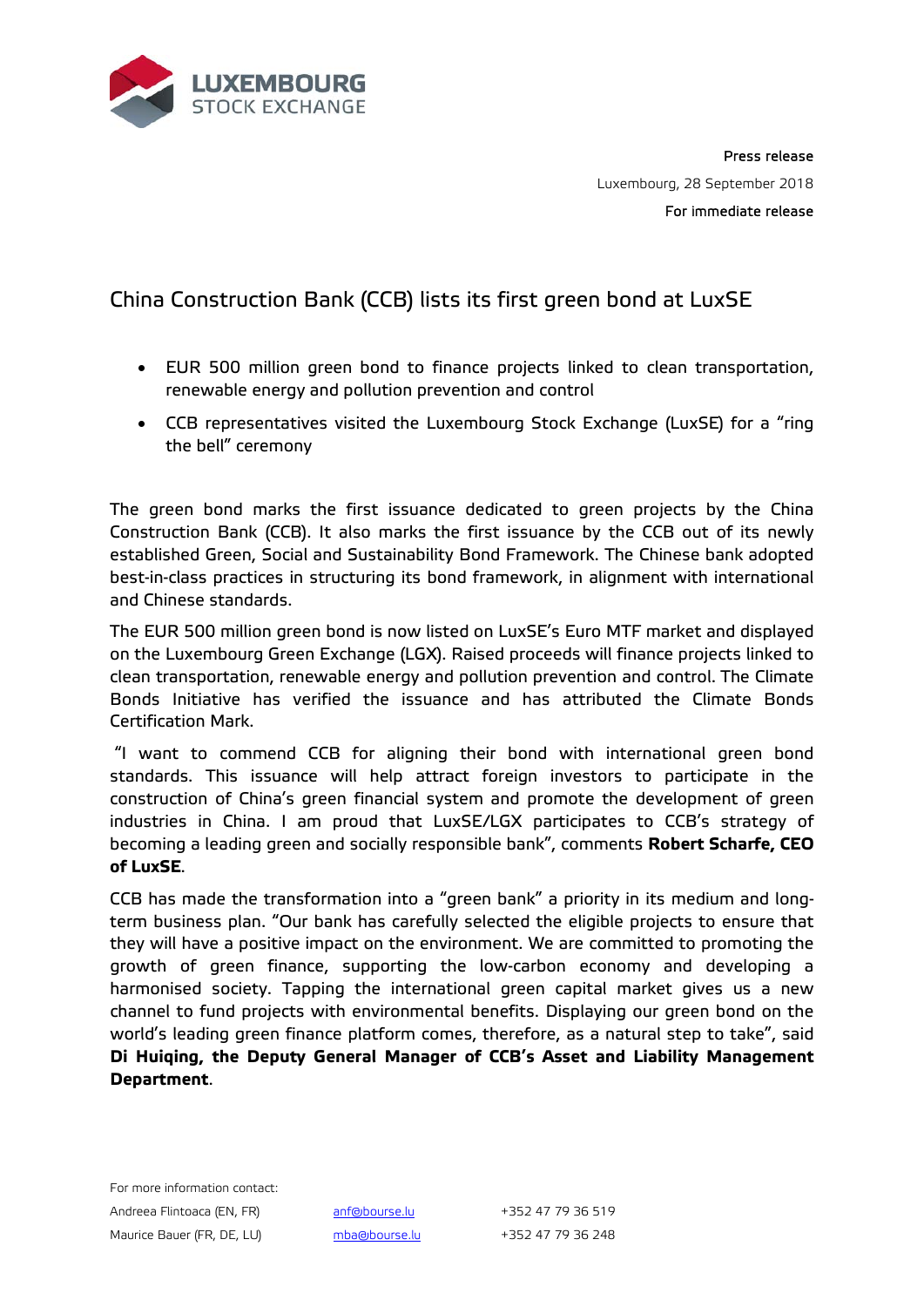LUXEMBOURG STOCK EXCHANGE

Press release

Luxembourg, 28 September 2018

For immediate release

# China Construction Bank (CCB) lists its first green bond at LuxSE

- EUR 500 million green bond to finance projects linked to clean transportation, renewable energy and pollution prevention and control
- CCB representatives visited the Luxembourg Stock Exchange (LuxSE) for a "ring the bell" ceremony

The green bond marks the first issuance dedicated to green projects by the China Construction Bank (CCB). It also marks the first issuance by the CCB out of its newly established Green, Social and Sustainability Bond Framework. The Chinese bank adopted best-in-class practices in structuring its bond framework, in alignment with international and Chinese standards.

The EUR 500 million green bond is now listed on LuxSE's Euro MTF market and displayed on the Luxembourg Green Exchange (LGX). Raised proceeds will finance projects linked to clean transportation, renewable energy and pollution prevention and control. The Climate Bonds Initiative has verified the issuance and has attributed the Climate Bonds Certification Mark.

"I want to commend CCB for aligning their bond with international green bond standards. This issuance will help attract foreign investors to participate in the construction of China's green financial system and promote the development of green industries in China. I am proud that LuxSE/LGX participates to CCB's strategy of becoming a leading green and socially responsible bank", comments **Robert Scharfe, CEO of LuxSE**.

CCB has made the transformation into a "green bank" a priority in its medium and long-term business plan. "Our bank has carefully selected the eligible projects to ensure that they will have a positive impact on the environment. We are committed to promoting the growth of green finance, supporting the low-carbon economy and developing a harmonised society. Tapping the international green capital market gives us a new channel to fund projects with environmental benefits. Displaying our green bond on the world's leading green finance platform comes, therefore, as a natural step to take", said **Di Huiqing, the Deputy General Manager of CCB's Asset and Liability Management Department**.

For more information contact:

| | | |
|---|---|---|
| Andreea Flintoaca (EN, FR) | anf@bourse.lu | +352 47 79 36 519 |
| Maurice Bauer (FR, DE, LU) | mba@bourse.lu | +352 47 79 36 248 |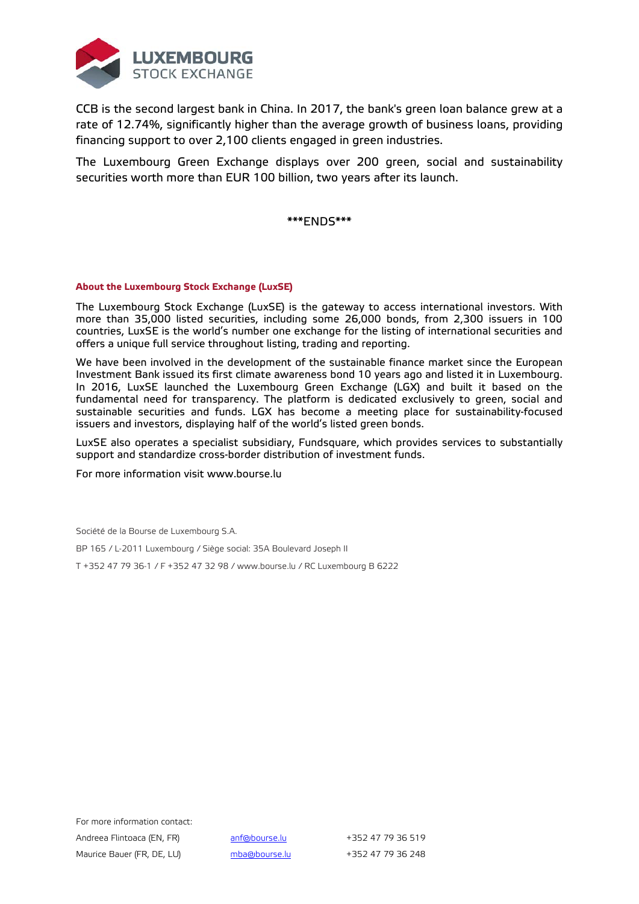CCB is the second largest bank in China. In 2017, the bank's green loan balance grew at a rate of 12.74%, significantly higher than the average growth of business loans, providing financing support to over 2,100 clients engaged in green industries.

The Luxembourg Green Exchange displays over 200 green, social and sustainability securities worth more than EUR 100 billion, two years after its launch.

***ENDS***

### About the Luxembourg Stock Exchange (LuxSE)

The Luxembourg Stock Exchange (LuxSE) is the gateway to access international investors. With more than 35,000 listed securities, including some 26,000 bonds, from 2,300 issuers in 100 countries, LuxSE is the world's number one exchange for the listing of international securities and offers a unique full service throughout listing, trading and reporting.

We have been involved in the development of the sustainable finance market since the European Investment Bank issued its first climate awareness bond 10 years ago and listed it in Luxembourg. In 2016, LuxSE launched the Luxembourg Green Exchange (LGX) and built it based on the fundamental need for transparency. The platform is dedicated exclusively to green, social and sustainable securities and funds. LGX has become a meeting place for sustainability-focused issuers and investors, displaying half of the world's listed green bonds.

LuxSE also operates a specialist subsidiary, Fundsquare, which provides services to substantially support and standardize cross-border distribution of investment funds.

For more information visit www.bourse.lu

Société de la Bourse de Luxembourg S.A.

BP 165 / L-2011 Luxembourg / Siège social: 35A Boulevard Joseph II

T +352 47 79 36-1 / F +352 47 32 98 / www.bourse.lu / RC Luxembourg B 6222

For more information contact:

| | | |
|---|---|---|
| Andreea Flintoaca (EN, FR) | anf@bourse.lu | +352 47 79 36 519 |
| Maurice Bauer (FR, DE, LU) | mba@bourse.lu | +352 47 79 36 248 |